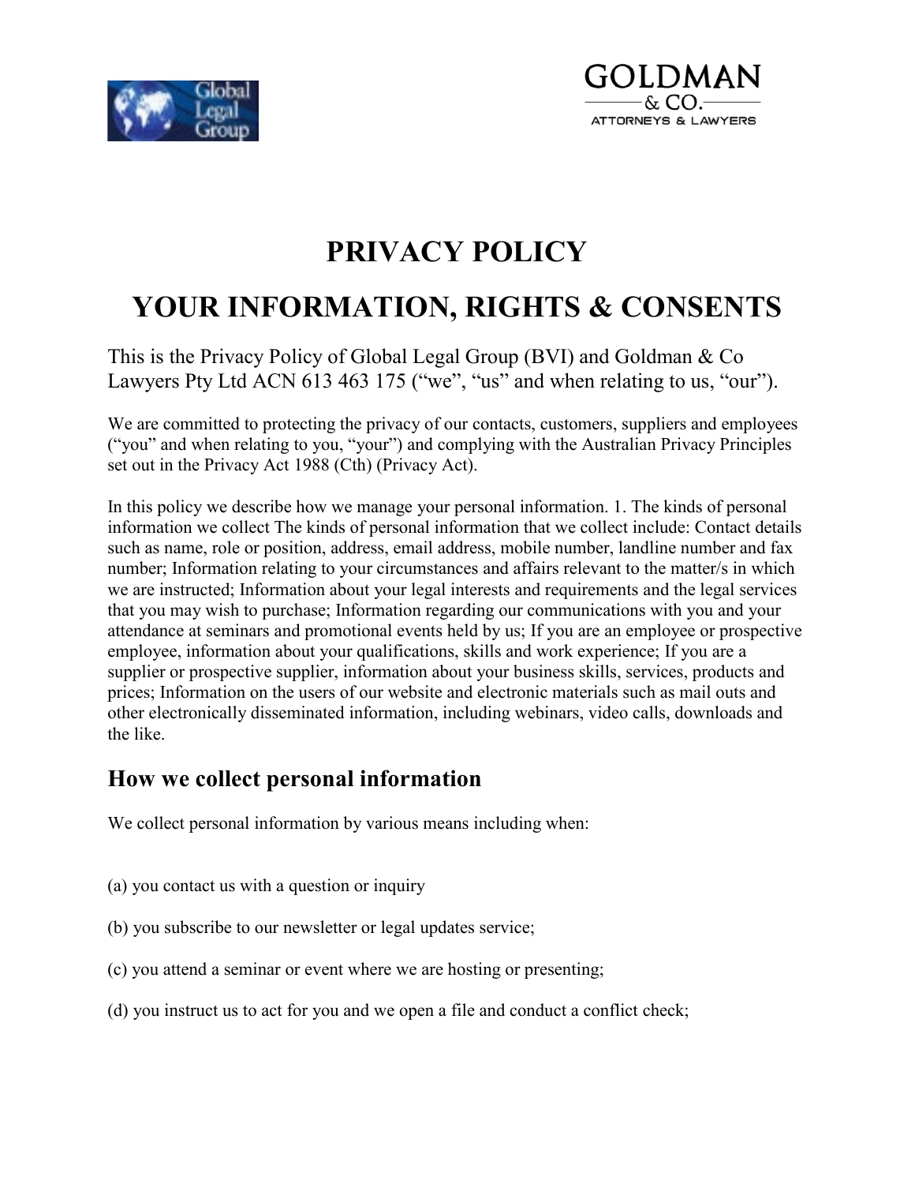# PRIVACY POLICY

# YOUR INFORMATION, RIGHTS & CONSENTS

This is the Privacy Policy of Global Legal Group (BVI) and Goldman & Co Lawyers Pty Ltd ACN 613 463 175 ("we", "us" and when relating to us, "our").

We are committed to protecting the privacy of our contacts, customers, suppliers and employees ("you" and when relating to you, "your") and complying with the Australian Privacy Principles set out in the Privacy Act 1988 (Cth) (Privacy Act).

In this policy we describe how we manage your personal information. 1. The kinds of personal information we collect The kinds of personal information that we collect include: Contact details such as name, role or position, address, email address, mobile number, landline number and fax number; Information relating to your circumstances and affairs relevant to the matter/s in which we are instructed; Information about your legal interests and requirements and the legal services that you may wish to purchase; Information regarding our communications with you and your attendance at seminars and promotional events held by us; If you are an employee or prospective employee, information about your qualifications, skills and work experience; If you are a supplier or prospective supplier, information about your business skills, services, products and prices; Information on the users of our website and electronic materials such as mail outs and other electronically disseminated information, including webinars, video calls, downloads and the like.

## How we collect personal information

We collect personal information by various means including when:

(a) you contact us with a question or inquiry

(b) you subscribe to our newsletter or legal updates service;

(c) you attend a seminar or event where we are hosting or presenting;

(d) you instruct us to act for you and we open a file and conduct a conflict check;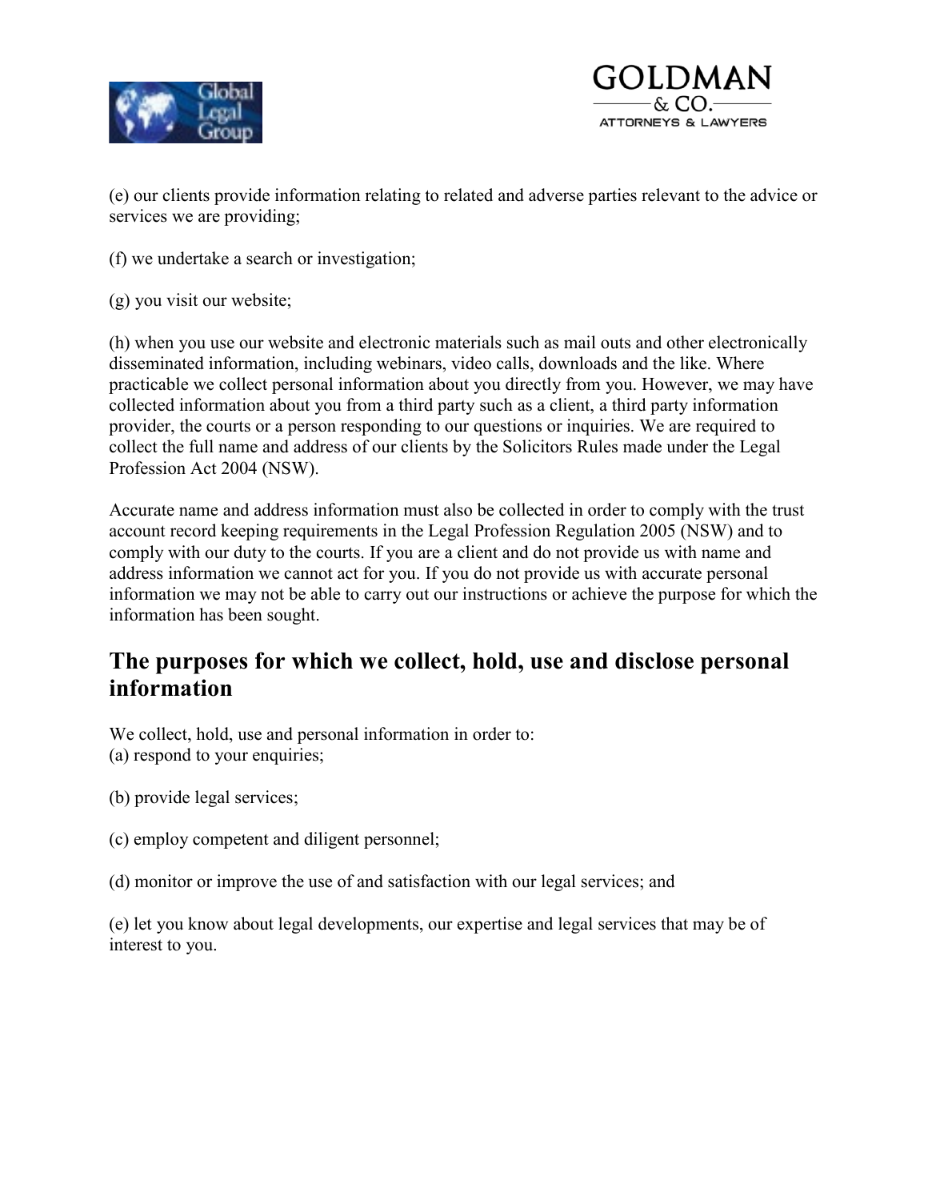(e) our clients provide information relating to related and adverse parties relevant to the advice or services we are providing;

(f) we undertake a search or investigation;

(g) you visit our website;

(h) when you use our website and electronic materials such as mail outs and other electronically disseminated information, including webinars, video calls, downloads and the like. Where practicable we collect personal information about you directly from you. However, we may have collected information about you from a third party such as a client, a third party information provider, the courts or a person responding to our questions or inquiries. We are required to collect the full name and address of our clients by the Solicitors Rules made under the Legal Profession Act 2004 (NSW).

Accurate name and address information must also be collected in order to comply with the trust account record keeping requirements in the Legal Profession Regulation 2005 (NSW) and to comply with our duty to the courts. If you are a client and do not provide us with name and address information we cannot act for you. If you do not provide us with accurate personal information we may not be able to carry out our instructions or achieve the purpose for which the information has been sought.

## The purposes for which we collect, hold, use and disclose personal information

We collect, hold, use and personal information in order to:
(a) respond to your enquiries;

(b) provide legal services;

(c) employ competent and diligent personnel;

(d) monitor or improve the use of and satisfaction with our legal services; and

(e) let you know about legal developments, our expertise and legal services that may be of interest to you.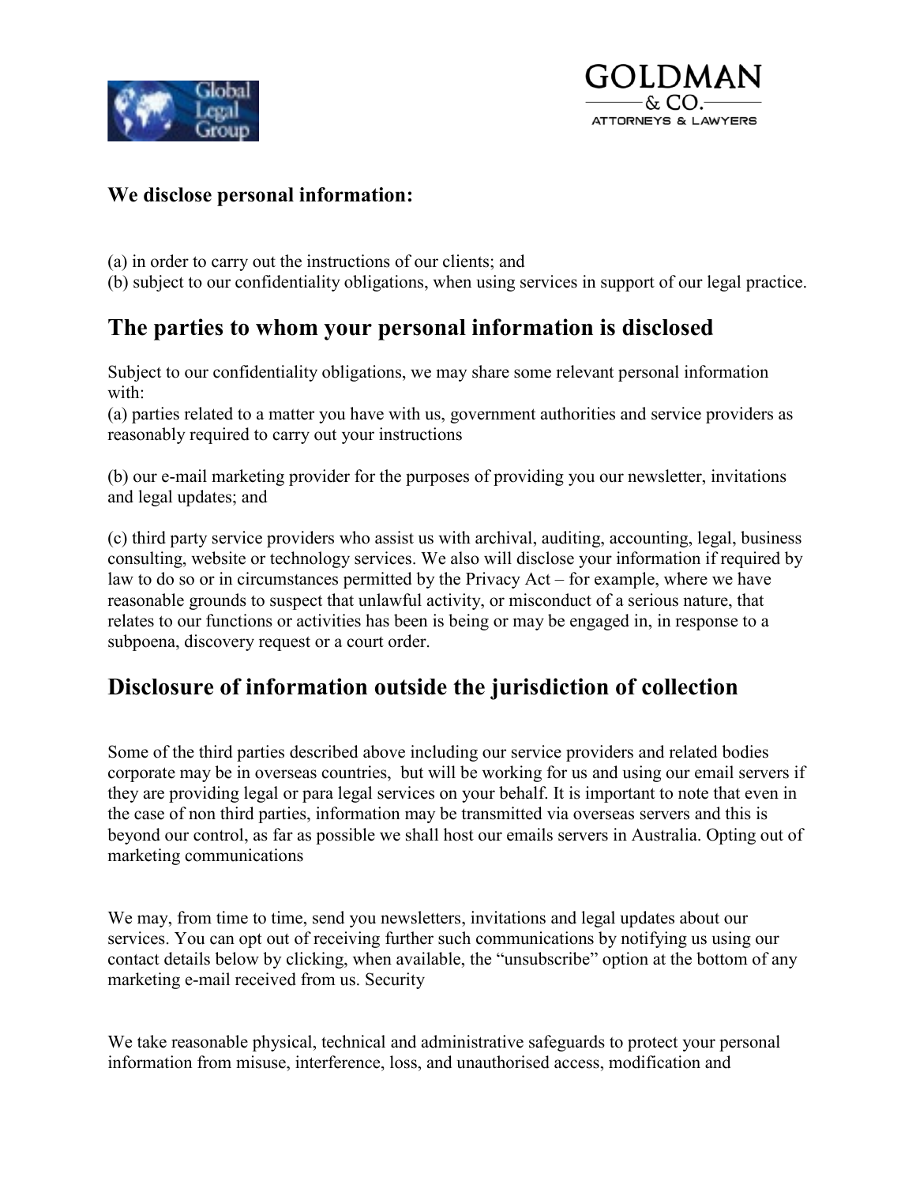**We disclose personal information:**

(a) in order to carry out the instructions of our clients; and
(b) subject to our confidentiality obligations, when using services in support of our legal practice.

## The parties to whom your personal information is disclosed

Subject to our confidentiality obligations, we may share some relevant personal information with:
(a) parties related to a matter you have with us, government authorities and service providers as reasonably required to carry out your instructions

(b) our e-mail marketing provider for the purposes of providing you our newsletter, invitations and legal updates; and

(c) third party service providers who assist us with archival, auditing, accounting, legal, business consulting, website or technology services. We also will disclose your information if required by law to do so or in circumstances permitted by the Privacy Act – for example, where we have reasonable grounds to suspect that unlawful activity, or misconduct of a serious nature, that relates to our functions or activities has been is being or may be engaged in, in response to a subpoena, discovery request or a court order.

## Disclosure of information outside the jurisdiction of collection

Some of the third parties described above including our service providers and related bodies corporate may be in overseas countries, but will be working for us and using our email servers if they are providing legal or para legal services on your behalf. It is important to note that even in the case of non third parties, information may be transmitted via overseas servers and this is beyond our control, as far as possible we shall host our emails servers in Australia. Opting out of marketing communications

We may, from time to time, send you newsletters, invitations and legal updates about our services. You can opt out of receiving further such communications by notifying us using our contact details below by clicking, when available, the "unsubscribe" option at the bottom of any marketing e-mail received from us. Security

We take reasonable physical, technical and administrative safeguards to protect your personal information from misuse, interference, loss, and unauthorised access, modification and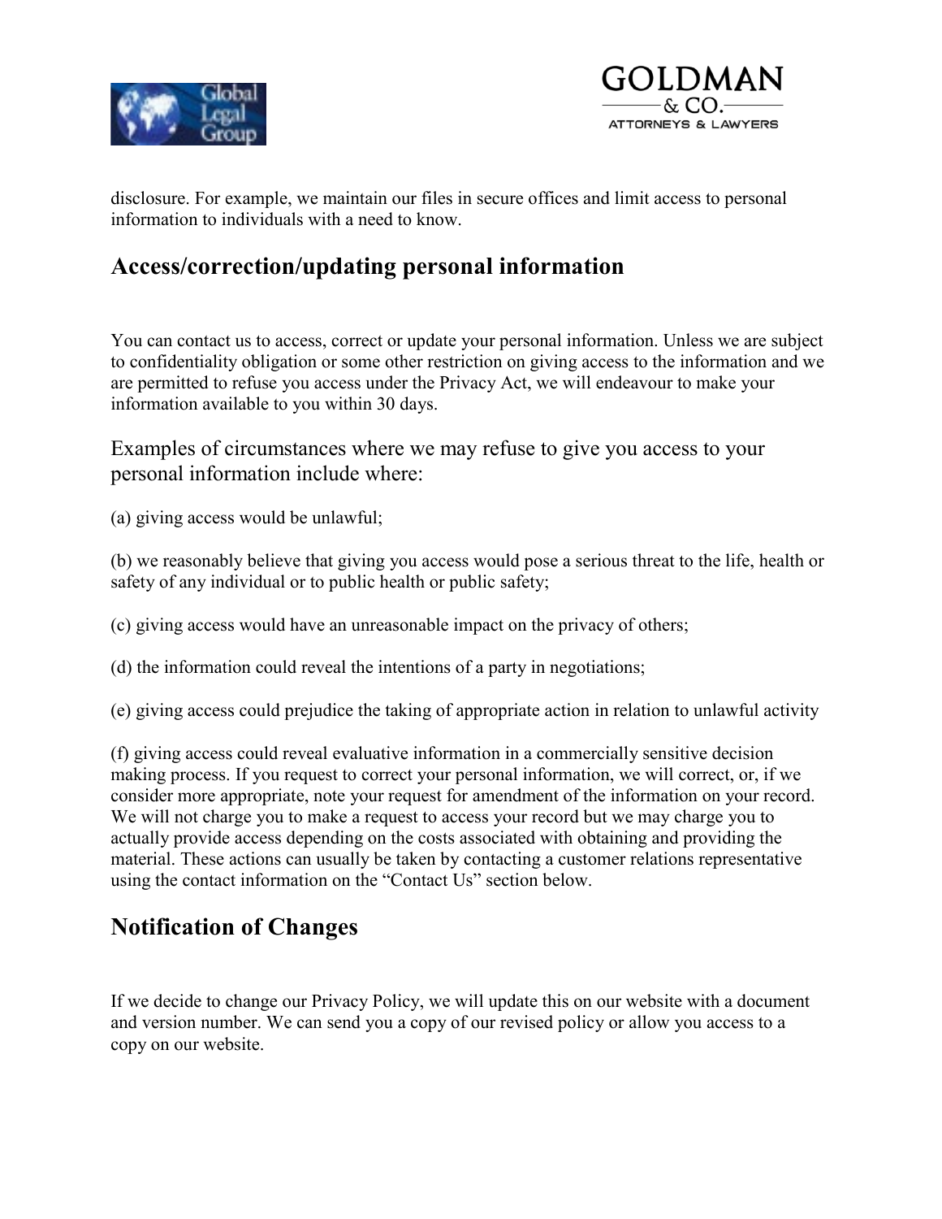disclosure. For example, we maintain our files in secure offices and limit access to personal information to individuals with a need to know.

## Access/correction/updating personal information

You can contact us to access, correct or update your personal information. Unless we are subject to confidentiality obligation or some other restriction on giving access to the information and we are permitted to refuse you access under the Privacy Act, we will endeavour to make your information available to you within 30 days.

Examples of circumstances where we may refuse to give you access to your personal information include where:

(a) giving access would be unlawful;

(b) we reasonably believe that giving you access would pose a serious threat to the life, health or safety of any individual or to public health or public safety;

(c) giving access would have an unreasonable impact on the privacy of others;

(d) the information could reveal the intentions of a party in negotiations;

(e) giving access could prejudice the taking of appropriate action in relation to unlawful activity

(f) giving access could reveal evaluative information in a commercially sensitive decision making process. If you request to correct your personal information, we will correct, or, if we consider more appropriate, note your request for amendment of the information on your record. We will not charge you to make a request to access your record but we may charge you to actually provide access depending on the costs associated with obtaining and providing the material. These actions can usually be taken by contacting a customer relations representative using the contact information on the "Contact Us" section below.

## Notification of Changes

If we decide to change our Privacy Policy, we will update this on our website with a document and version number. We can send you a copy of our revised policy or allow you access to a copy on our website.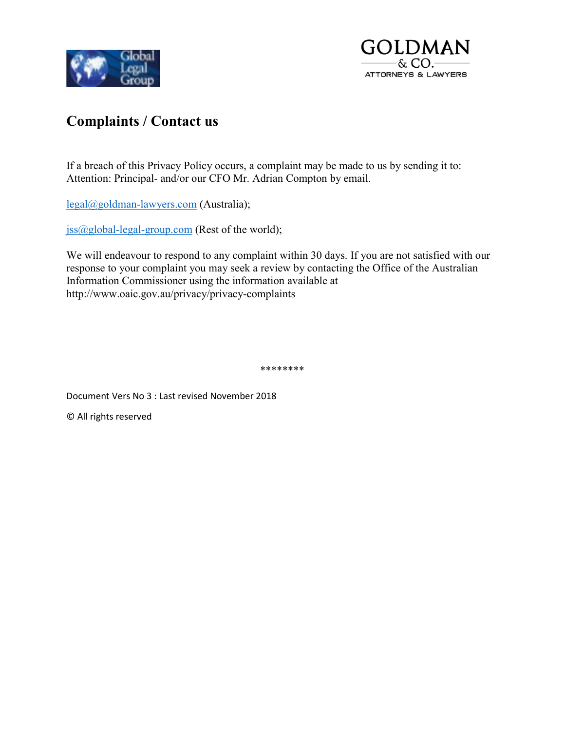## Complaints / Contact us

If a breach of this Privacy Policy occurs, a complaint may be made to us by sending it to:
Attention: Principal- and/or our CFO Mr. Adrian Compton by email.

legal@goldman-lawyers.com (Australia);

jss@global-legal-group.com (Rest of the world);

We will endeavour to respond to any complaint within 30 days. If you are not satisfied with our response to your complaint you may seek a review by contacting the Office of the Australian Information Commissioner using the information available at http://www.oaic.gov.au/privacy/privacy-complaints

********

Document Vers No 3 : Last revised November 2018

© All rights reserved